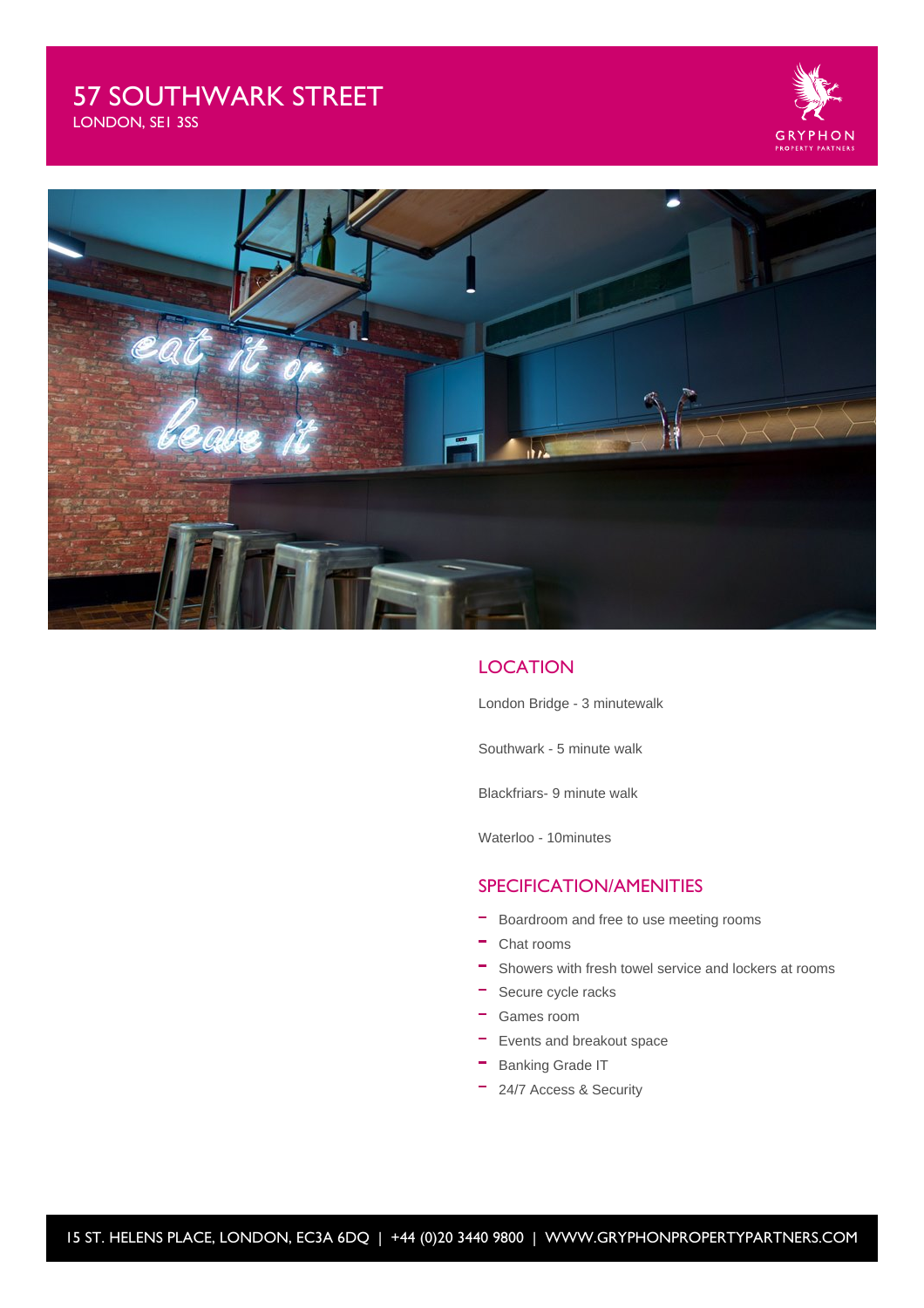# 57 SOUTHWARK STREET

LONDON, SE1 3SS

GRYPHON PROPERTY PARTNERS

## LOCATION

London Bridge - 3 minutewalk

Southwark - 5 minute walk

Blackfriars- 9 minute walk

Waterloo - 10minutes

## SPECIFICATION/AMENITIES

- Boardroom and free to use meeting rooms
- Chat rooms
- Showers with fresh towel service and lockers at rooms
- Secure cycle racks
- Games room
- Events and breakout space
- Banking Grade IT
- 24/7 Access & Security

15 ST. HELENS PLACE, LONDON, EC3A 6DQ | +44 (0)20 3440 9800 | WWW.GRYPHONPROPERTYPARTNERS.COM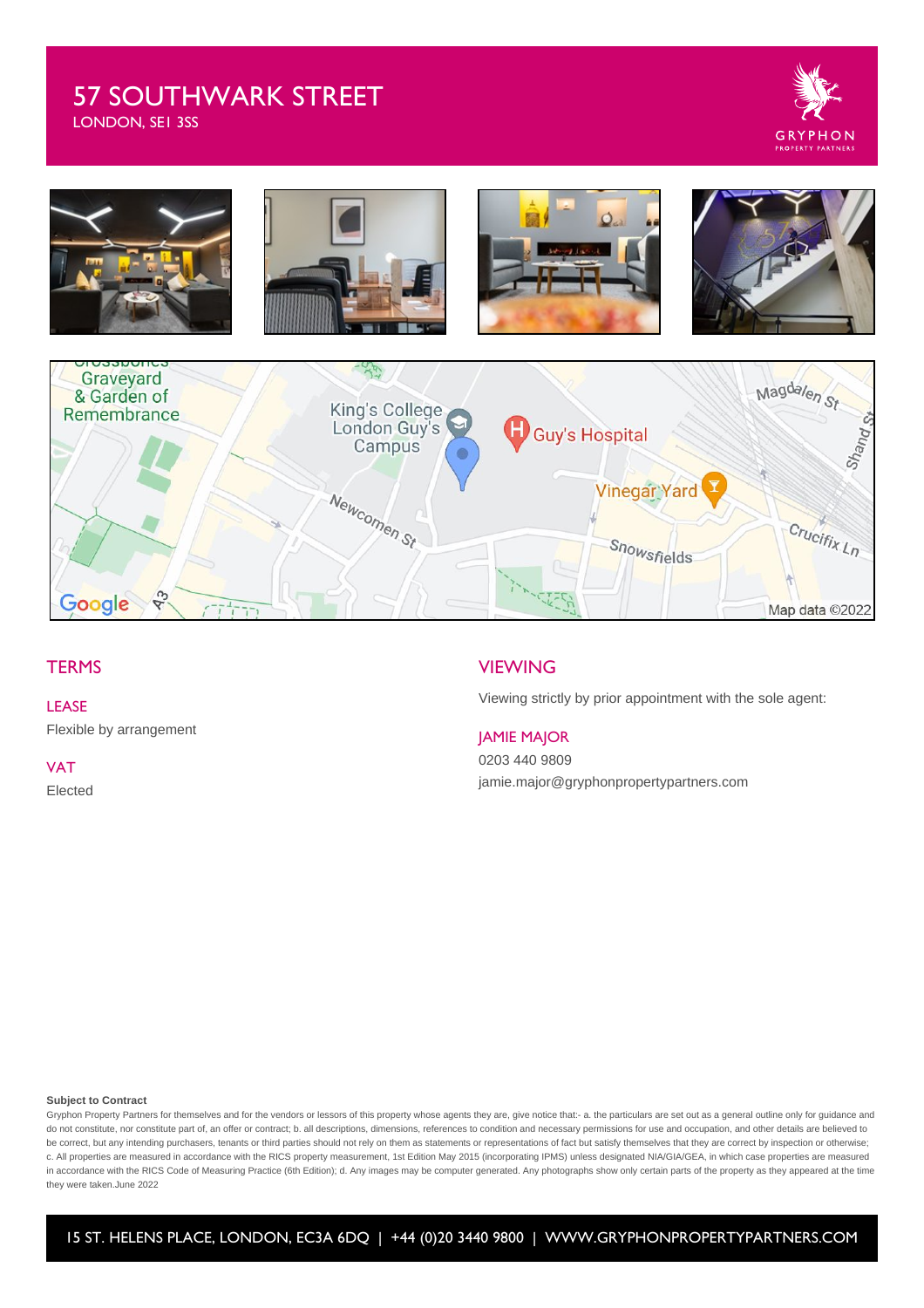# 57 SOUTHWARK STREET

LONDON, SE1 3SS

## TERMS

### LEASE

Flexible by arrangement

### VAT

Elected

## VIEWING

Viewing strictly by prior appointment with the sole agent:

### JAMIE MAJOR

0203 440 9809

jamie.major@gryphonpropertypartners.com

**Subject to Contract**

Gryphon Property Partners for themselves and for the vendors or lessors of this property whose agents they are, give notice that:- a. the particulars are set out as a general outline only for guidance and do not constitute, nor constitute part of, an offer or contract; b. all descriptions, dimensions, references to condition and necessary permissions for use and occupation, and other details are believed to be correct, but any intending purchasers, tenants or third parties should not rely on them as statements or representations of fact but satisfy themselves that they are correct by inspection or otherwise; c. All properties are measured in accordance with the RICS property measurement, 1st Edition May 2015 (incorporating IPMS) unless designated NIA/GIA/GEA, in which case properties are measured in accordance with the RICS Code of Measuring Practice (6th Edition); d. Any images may be computer generated. Any photographs show only certain parts of the property as they appeared at the time they were taken.June 2022

15 ST. HELENS PLACE, LONDON, EC3A 6DQ | +44 (0)20 3440 9800 | WWW.GRYPHONPROPERTYPARTNERS.COM